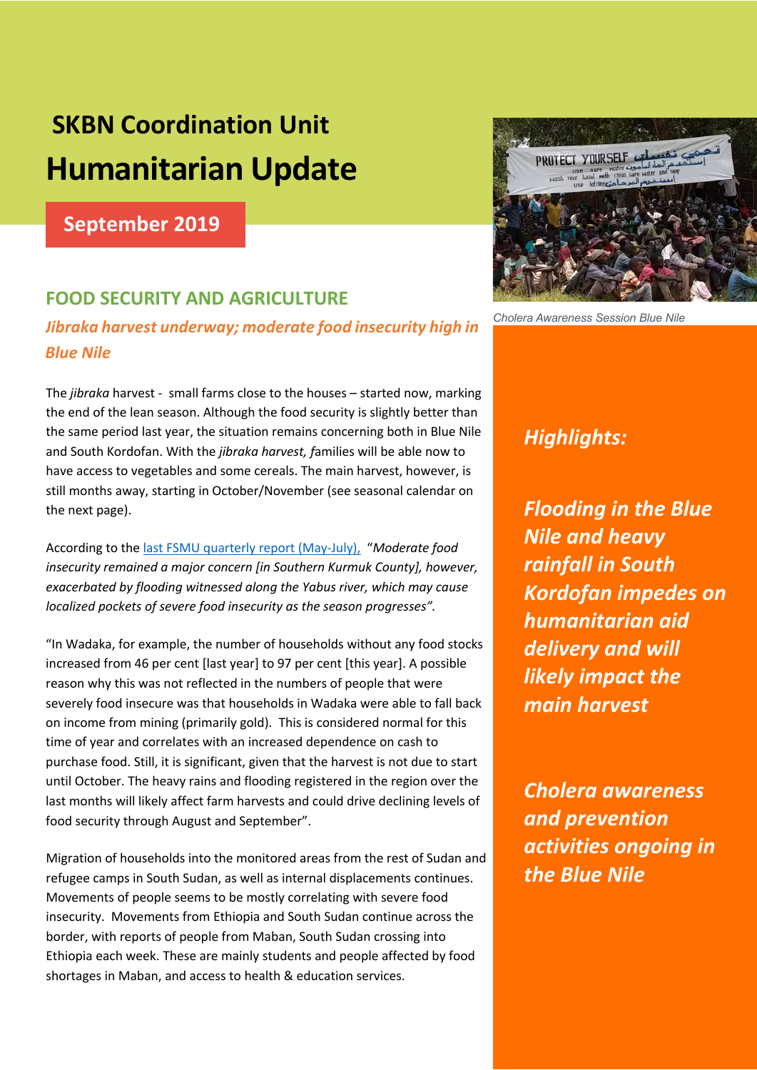# SKBN Coordination Unit

# Humanitarian Update

**September 2019**

Cholera Awareness Session Blue Nile

## FOOD SECURITY AND AGRICULTURE

### *Jibraka harvest underway; moderate food insecurity high in Blue Nile*

The *jibraka* harvest - small farms close to the houses – started now, marking the end of the lean season. Although the food security is slightly better than the same period last year, the situation remains concerning both in Blue Nile and South Kordofan. With the *jibraka harvest, f*amilies will be able now to have access to vegetables and some cereals. The main harvest, however, is still months away, starting in October/November (see seasonal calendar on the next page).

According to the last FSMU quarterly report (May-July), "*Moderate food insecurity remained a major concern [in Southern Kurmuk County], however, exacerbated by flooding witnessed along the Yabus river, which may cause localized pockets of severe food insecurity as the season progresses".*

"In Wadaka, for example, the number of households without any food stocks increased from 46 per cent [last year] to 97 per cent [this year]. A possible reason why this was not reflected in the numbers of people that were severely food insecure was that households in Wadaka were able to fall back on income from mining (primarily gold). This is considered normal for this time of year and correlates with an increased dependence on cash to purchase food. Still, it is significant, given that the harvest is not due to start until October. The heavy rains and flooding registered in the region over the last months will likely affect farm harvests and could drive declining levels of food security through August and September".

Migration of households into the monitored areas from the rest of Sudan and refugee camps in South Sudan, as well as internal displacements continues. Movements of people seems to be mostly correlating with severe food insecurity. Movements from Ethiopia and South Sudan continue across the border, with reports of people from Maban, South Sudan crossing into Ethiopia each week. These are mainly students and people affected by food shortages in Maban, and access to health & education services.

***Highlights:***

***Flooding in the Blue Nile and heavy rainfall in South Kordofan impedes on humanitarian aid delivery and will likely impact the main harvest***

***Cholera awareness and prevention activities ongoing in the Blue Nile***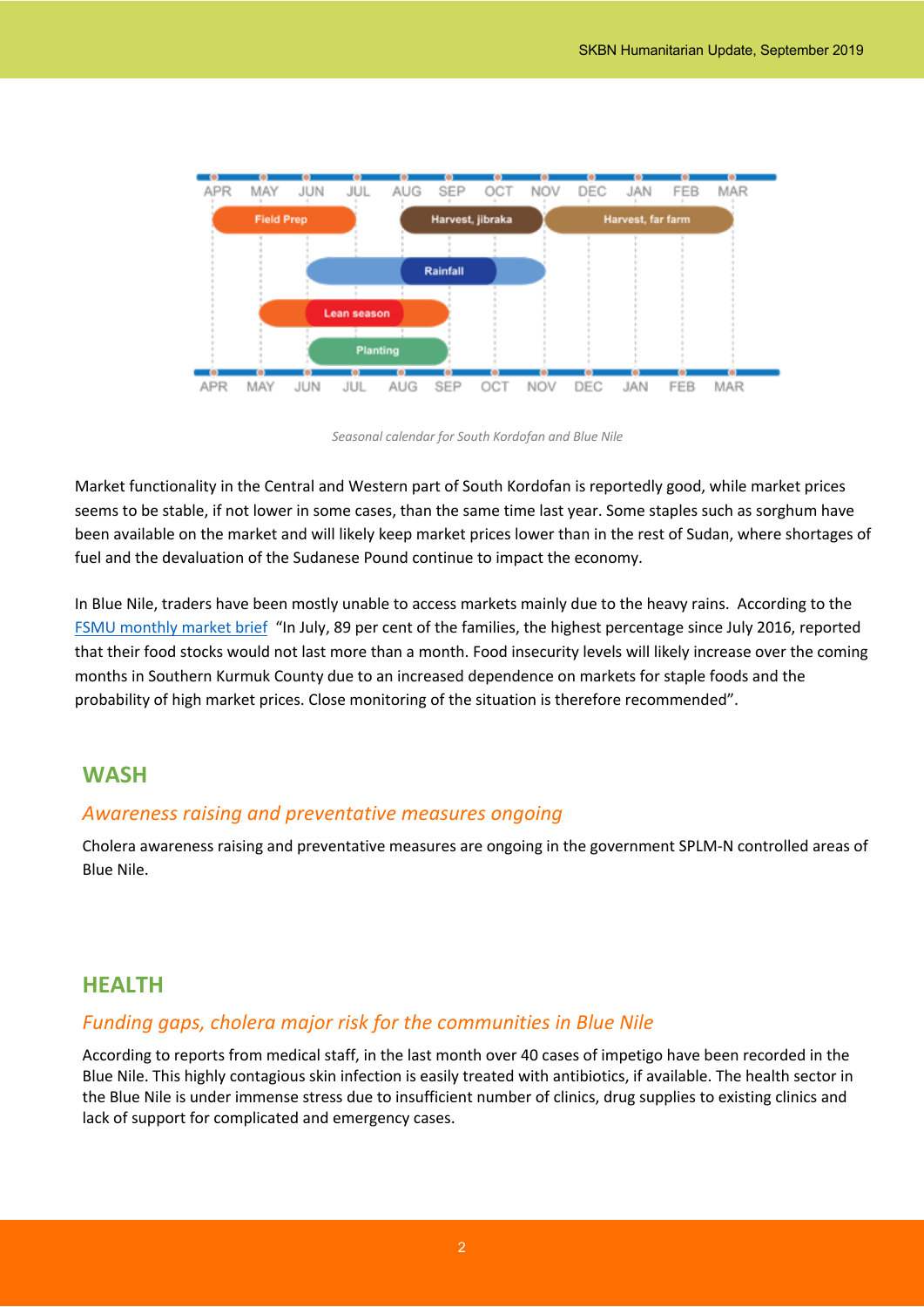Seasonal calendar for South Kordofan and Blue Nile

Market functionality in the Central and Western part of South Kordofan is reportedly good, while market prices seems to be stable, if not lower in some cases, than the same time last year. Some staples such as sorghum have been available on the market and will likely keep market prices lower than in the rest of Sudan, where shortages of fuel and the devaluation of the Sudanese Pound continue to impact the economy.

In Blue Nile, traders have been mostly unable to access markets mainly due to the heavy rains. According to the FSMU monthly market brief "In July, 89 per cent of the families, the highest percentage since July 2016, reported that their food stocks would not last more than a month. Food insecurity levels will likely increase over the coming months in Southern Kurmuk County due to an increased dependence on markets for staple foods and the probability of high market prices. Close monitoring of the situation is therefore recommended".

## WASH

### *Awareness raising and preventative measures ongoing*

Cholera awareness raising and preventative measures are ongoing in the government SPLM-N controlled areas of Blue Nile.

## HEALTH

### *Funding gaps, cholera major risk for the communities in Blue Nile*

According to reports from medical staff, in the last month over 40 cases of impetigo have been recorded in the Blue Nile. This highly contagious skin infection is easily treated with antibiotics, if available. The health sector in the Blue Nile is under immense stress due to insufficient number of clinics, drug supplies to existing clinics and lack of support for complicated and emergency cases.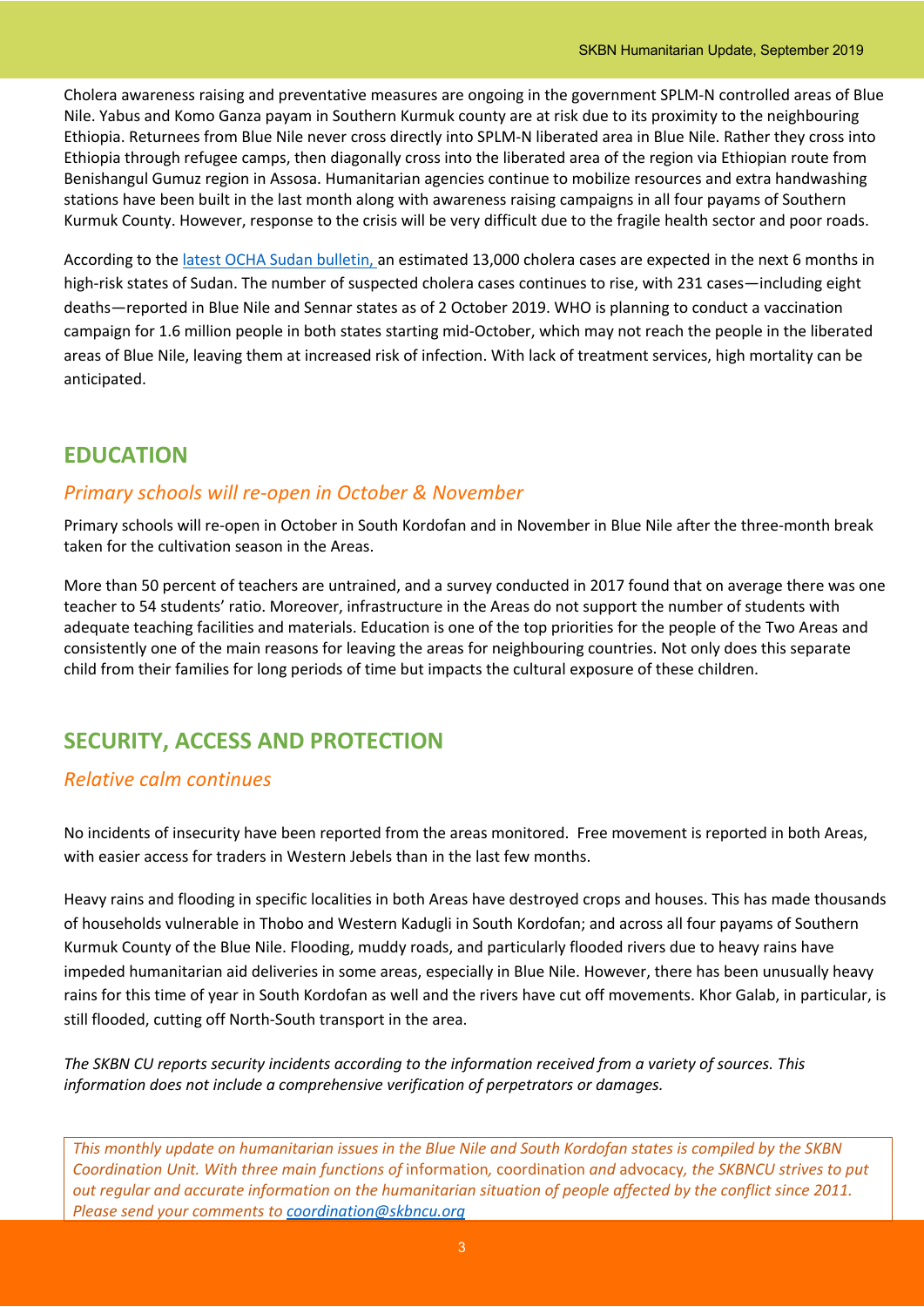Cholera awareness raising and preventative measures are ongoing in the government SPLM-N controlled areas of Blue Nile. Yabus and Komo Ganza payam in Southern Kurmuk county are at risk due to its proximity to the neighbouring Ethiopia. Returnees from Blue Nile never cross directly into SPLM-N liberated area in Blue Nile. Rather they cross into Ethiopia through refugee camps, then diagonally cross into the liberated area of the region via Ethiopian route from Benishangul Gumuz region in Assosa. Humanitarian agencies continue to mobilize resources and extra handwashing stations have been built in the last month along with awareness raising campaigns in all four payams of Southern Kurmuk County. However, response to the crisis will be very difficult due to the fragile health sector and poor roads.

According to the latest OCHA Sudan bulletin, an estimated 13,000 cholera cases are expected in the next 6 months in high-risk states of Sudan. The number of suspected cholera cases continues to rise, with 231 cases—including eight deaths—reported in Blue Nile and Sennar states as of 2 October 2019. WHO is planning to conduct a vaccination campaign for 1.6 million people in both states starting mid-October, which may not reach the people in the liberated areas of Blue Nile, leaving them at increased risk of infection. With lack of treatment services, high mortality can be anticipated.

## EDUCATION

### *Primary schools will re-open in October & November*

Primary schools will re-open in October in South Kordofan and in November in Blue Nile after the three-month break taken for the cultivation season in the Areas.

More than 50 percent of teachers are untrained, and a survey conducted in 2017 found that on average there was one teacher to 54 students' ratio. Moreover, infrastructure in the Areas do not support the number of students with adequate teaching facilities and materials. Education is one of the top priorities for the people of the Two Areas and consistently one of the main reasons for leaving the areas for neighbouring countries. Not only does this separate child from their families for long periods of time but impacts the cultural exposure of these children.

## SECURITY, ACCESS AND PROTECTION

### *Relative calm continues*

No incidents of insecurity have been reported from the areas monitored. Free movement is reported in both Areas, with easier access for traders in Western Jebels than in the last few months.

Heavy rains and flooding in specific localities in both Areas have destroyed crops and houses. This has made thousands of households vulnerable in Thobo and Western Kadugli in South Kordofan; and across all four payams of Southern Kurmuk County of the Blue Nile. Flooding, muddy roads, and particularly flooded rivers due to heavy rains have impeded humanitarian aid deliveries in some areas, especially in Blue Nile. However, there has been unusually heavy rains for this time of year in South Kordofan as well and the rivers have cut off movements. Khor Galab, in particular, is still flooded, cutting off North-South transport in the area.

*The SKBN CU reports security incidents according to the information received from a variety of sources. This information does not include a comprehensive verification of perpetrators or damages.*

*This monthly update on humanitarian issues in the Blue Nile and South Kordofan states is compiled by the SKBN Coordination Unit. With three main functions of* information*,* coordination *and* advocacy*, the SKBNCU strives to put out regular and accurate information on the humanitarian situation of people affected by the conflict since 2011. Please send your comments to coordination@skbncu.org*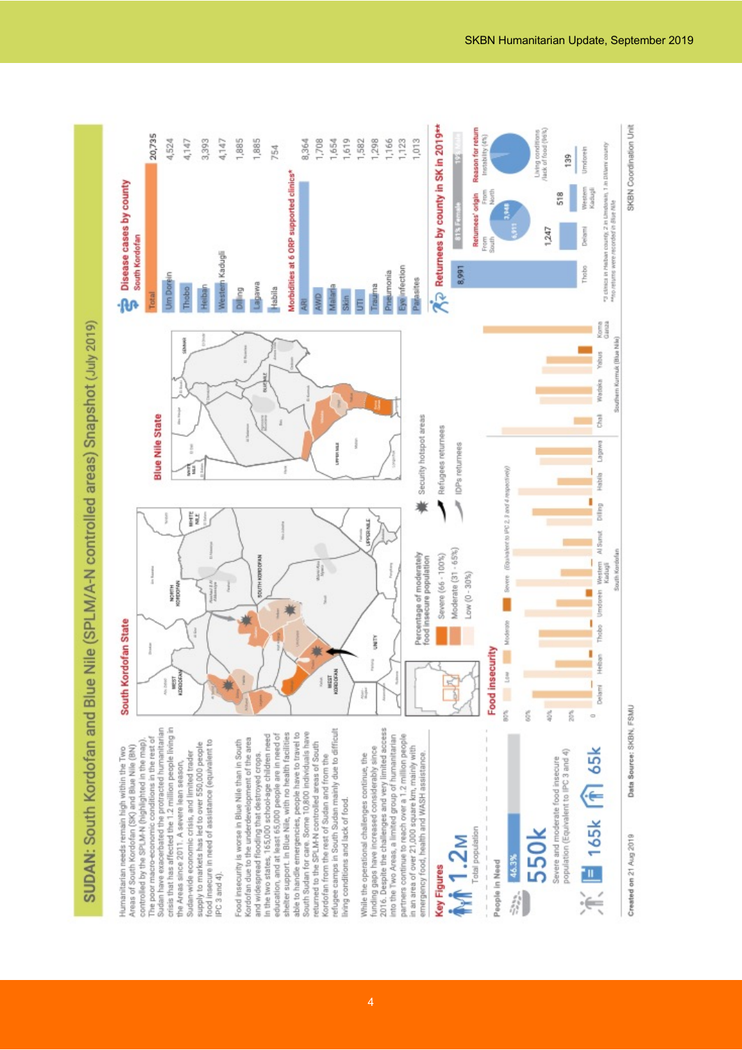# SUDAN: South Kordofan and Blue Nile (SPLM/A-N controlled areas) Snapshot (July 2019)

Humanitarian needs remain high within the Two Areas of South Kordofan (SK) and Blue Nile (BN) controlled by the SPLM-N (highlighted in the map). The poor macro-economic conditions in the rest of Sudan have exacerbated the protracted humanitarian crisis that has affected the 1.2 million people living in the Areas since 2011. A severe lean season, Sudan-wide economic crisis, and limited trader supply to markets has led to over 550,000 people food insecure in need of assistance (equivalent to IPC 3 and 4).

Food insecurity is worse in Blue Nile than in South Kordofan due to the underdevelopment of the area and widespread flooding that destroyed crops. In the two states, 165,000 school-age children need education, and at least 65,000 people are in need of shelter support. In Blue Nile, with no health facilities able to handle emergencies, people have to travel to South Sudan for care. Some 10,800 individuals have returned to the SPLM-N controlled areas of South Kordofan from the rest of Sudan and from the refugee camps in South Sudan mainly due to difficult living conditions and lack of food.

While the operational challenges continue, the funding gaps have increased considerably since 2016. Despite the challenges and very limited access into the Two Areas, a limited group of humanitarian partners continue to reach over a 1.2 million people in an area of over 21,000 square km, mainly with emergency food, health and WASH assistance.

## Key Figures

1.2M Total population

People in Need

46.3%

550k Severe and moderate food insecure population (Equivalent to IPC 3 and 4)

165k

65k

## South Kordofan State

## Blue Nile State

Percentage of moderately food insecure population
- Severe (66 - 100%)
- Moderate (31 - 65%)
- Low (0 - 30%)

Security hotspot areas
Refugees returnees
IDPs returnees

## Food Insecurity

Low, Moderate, Severe (Equivalent to IPC 2, 3 and 4 respectively)

80%
60%
40%
20%
0

Delami, Heiban, Thobo, Umdorein, Western Kadugli, Al Sunut, Dilling, Habila, Lagawa — South Kordofan
Chali, Wadeka, Yabus, Koma Ganza — Southern Kurmuk (Blue Nile)

## Disease cases by county

South Kordofan

Total 20,735
Um Dorein 4,524
Thobo 4,147
Heiban 3,393
Western Kadugli 4,147
Dilling 1,885
Lagawa 1,885
Habila 754

Morbidities at 6 ORP supported clinics*

ARI 8,364
AWD 1,708
Malaria 1,654
Skin 1,619
UTI 1,582
Trauma 1,298
Pneumonia 1,166
Eye infection 1,123
Parasites 1,013

## Returnees by county in SK in 2019**

81% Female 19% Male

Returnees' origin: From South 6,911; From North 3,948

Reason for return: Instability (4%); Living conditions /lack of food (96%)

Thobo 8,991
Delami 1,247
Western Kadugli 518
Umdorein 139

*3 clinics in Heiban county, 2 in Umdorein, 1 in Dilling county
**no returns were recorded in Blue Nile

Created on 21 Aug 2019 Data Source: SKBN, FSMU SKBN Coordination Unit